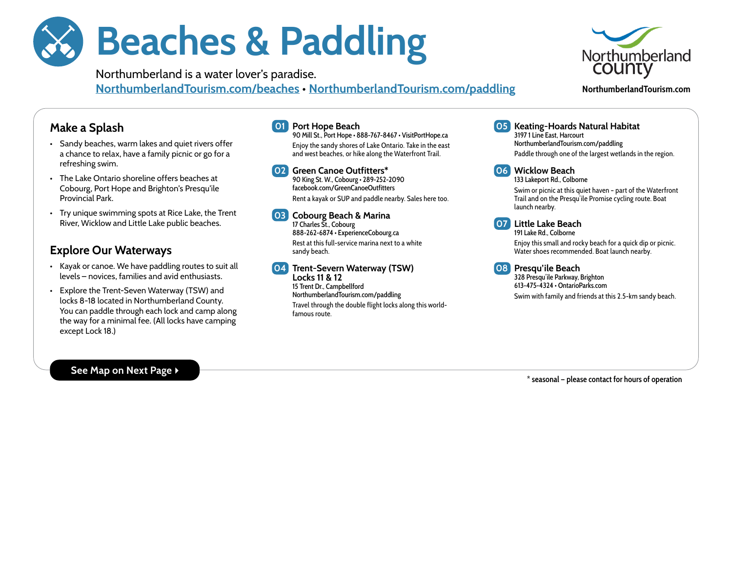# Beaches & Paddling

Northumberland is a water lover's paradise.
NorthumberlandTourism.com/beaches • NorthumberlandTourism.com/paddling

Northumberland County
NorthumberlandTourism.com

## Make a Splash

- Sandy beaches, warm lakes and quiet rivers offer a chance to relax, have a family picnic or go for a refreshing swim.
- The Lake Ontario shoreline offers beaches at Cobourg, Port Hope and Brighton's Presqu'ile Provincial Park.
- Try unique swimming spots at Rice Lake, the Trent River, Wicklow and Little Lake public beaches.

## Explore Our Waterways

- Kayak or canoe. We have paddling routes to suit all levels – novices, families and avid enthusiasts.
- Explore the Trent-Seven Waterway (TSW) and locks 8-18 located in Northumberland County. You can paddle through each lock and camp along the way for a minimal fee. (All locks have camping except Lock 18.)

See Map on Next Page ▸

### 01 Port Hope Beach
90 Mill St., Port Hope • 888-767-8467 • VisitPortHope.ca

Enjoy the sandy shores of Lake Ontario. Take in the east and west beaches, or hike along the Waterfront Trail.

### 02 Green Canoe Outfitters*
90 King St. W., Cobourg • 289-252-2090
facebook.com/GreenCanoeOutfitters

Rent a kayak or SUP and paddle nearby. Sales here too.

### 03 Cobourg Beach & Marina
17 Charles St., Cobourg
888-262-6874 • ExperienceCobourg.ca

Rest at this full-service marina next to a white sandy beach.

### 04 Trent-Severn Waterway (TSW) Locks 11 & 12
15 Trent Dr., Campbellford
NorthumberlandTourism.com/paddling

Travel through the double flight locks along this world-famous route.

### 05 Keating-Hoards Natural Habitat
3197 1 Line East, Harcourt
NorthumberlandTourism.com/paddling

Paddle through one of the largest wetlands in the region.

### 06 Wicklow Beach
133 Lakeport Rd., Colborne

Swim or picnic at this quiet haven – part of the Waterfront Trail and on the Presqu'ile Promise cycling route. Boat launch nearby.

### 07 Little Lake Beach
191 Lake Rd., Colborne

Enjoy this small and rocky beach for a quick dip or picnic. Water shoes recommended. Boat launch nearby.

### 08 Presqu'ile Beach
328 Presqu'ile Parkway, Brighton
613-475-4324 • OntarioParks.com

Swim with family and friends at this 2.5-km sandy beach.

* seasonal – please contact for hours of operation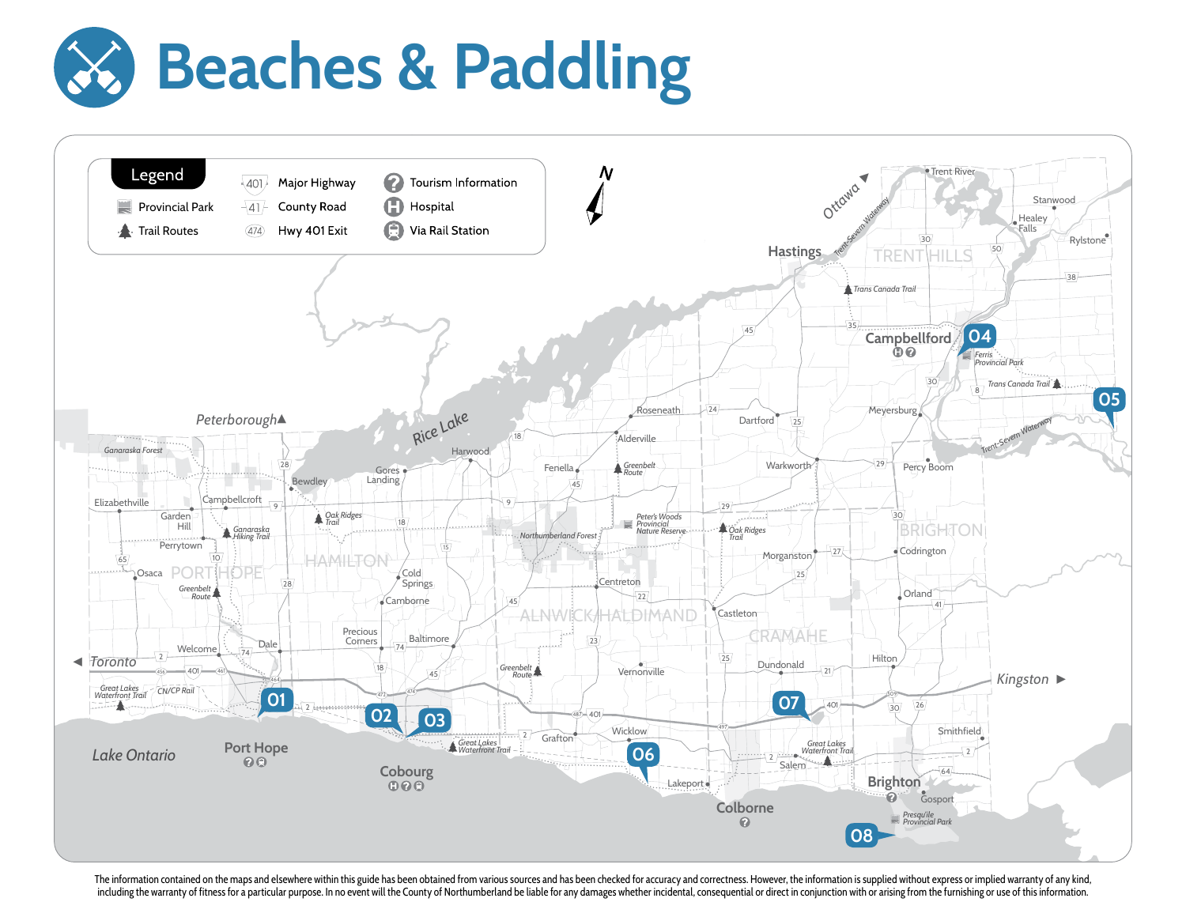# Beaches & Paddling

**Legend**

- Provincial Park
- Trail Routes
- 401 Major Highway
- 41 County Road
- 474 Hwy 401 Exit
- Tourism Information
- Hospital
- Via Rail Station

N

Ottawa

Hastings

Trent River

Stanwood

Healey Falls

Rylstone

TRENT HILLS

Trans Canada Trail

Campbellford

04

Ferris Provincial Park

Trans Canada Trail

05

Trent-Severn Waterway

Meyersburg

Dartford

Roseneath

Alderville

Rice Lake

Peterborough

Ganaraska Forest

Harwood

Gores Landing

Bewdley

Fenella

Greenbelt Route

Warkworth

Percy Boom

Elizabethville

Campbellcroft

Garden Hill

Oak Ridges Trail

Ganaraska Hiking Trail

Perrytown

Peter's Woods Provincial Nature Reserve

Northumberland Forest

Oak Ridges Trail

BRIGHTON

Codrington

Morganston

Osaca

PORT HOPE

HAMILTON

Cold Springs

Centreton

Greenbelt Route

Camborne

ALNWICK/HALDIMAND

Castleton

Orland

CRAMAHE

Precious Corners

Baltimore

Welcome

Dale

Toronto

Greenbelt Route

Vernonville

Dundonald

Hilton

Kingston

Great Lakes Waterfront Trail

CN/CP Rail

01

02

03

07

Grafton

Wicklow

Smithfield

06

Great Lakes Waterfront Trail

Great Lakes Waterfront Trail

Salem

Lake Ontario

Port Hope

Cobourg

Lakeport

Colborne

Brighton

Gosport

Presqu'ile Provincial Park

08

The information contained on the maps and elsewhere within this guide has been obtained from various sources and has been checked for accuracy and correctness. However, the information is supplied without express or implied warranty of any kind, including the warranty of fitness for a particular purpose. In no event will the County of Northumberland be liable for any damages whether incidental, consequential or direct in conjunction with or arising from the furnishing or use of this information.